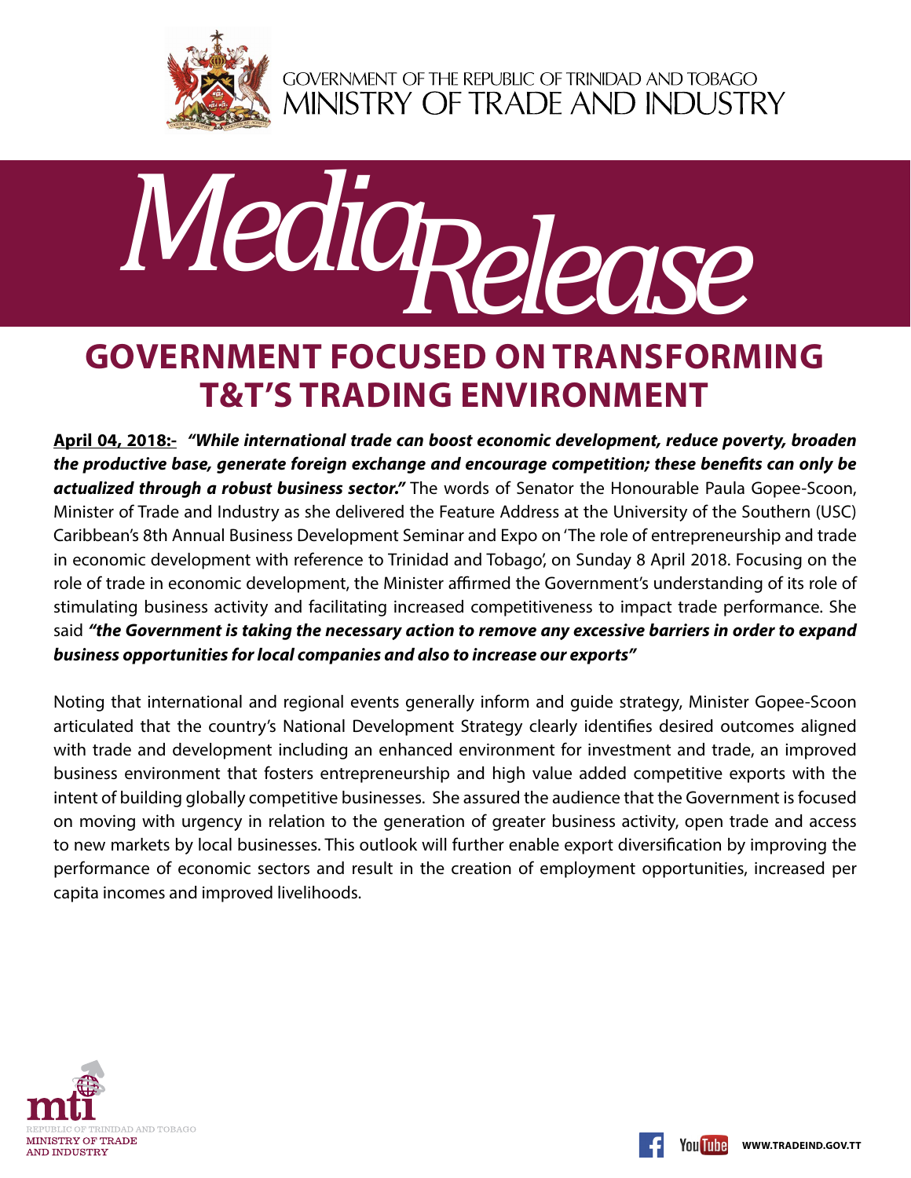GOVERNMENT OF THE REPUBLIC OF TRINIDAD AND TOBAGO
MINISTRY OF TRADE AND INDUSTRY

# Media Release

## GOVERNMENT FOCUSED ON TRANSFORMING T&T'S TRADING ENVIRONMENT

**April 04, 2018:-** ***"While international trade can boost economic development, reduce poverty, broaden the productive base, generate foreign exchange and encourage competition; these benefits can only be actualized through a robust business sector."*** The words of Senator the Honourable Paula Gopee-Scoon, Minister of Trade and Industry as she delivered the Feature Address at the University of the Southern (USC) Caribbean's 8th Annual Business Development Seminar and Expo on 'The role of entrepreneurship and trade in economic development with reference to Trinidad and Tobago', on Sunday 8 April 2018. Focusing on the role of trade in economic development, the Minister affirmed the Government's understanding of its role of stimulating business activity and facilitating increased competitiveness to impact trade performance. She said ***"the Government is taking the necessary action to remove any excessive barriers in order to expand business opportunities for local companies and also to increase our exports"***

Noting that international and regional events generally inform and guide strategy, Minister Gopee-Scoon articulated that the country's National Development Strategy clearly identifies desired outcomes aligned with trade and development including an enhanced environment for investment and trade, an improved business environment that fosters entrepreneurship and high value added competitive exports with the intent of building globally competitive businesses. She assured the audience that the Government is focused on moving with urgency in relation to the generation of greater business activity, open trade and access to new markets by local businesses. This outlook will further enable export diversification by improving the performance of economic sectors and result in the creation of employment opportunities, increased per capita incomes and improved livelihoods.

mti
REPUBLIC OF TRINIDAD AND TOBAGO
MINISTRY OF TRADE AND INDUSTRY

WWW.TRADEIND.GOV.TT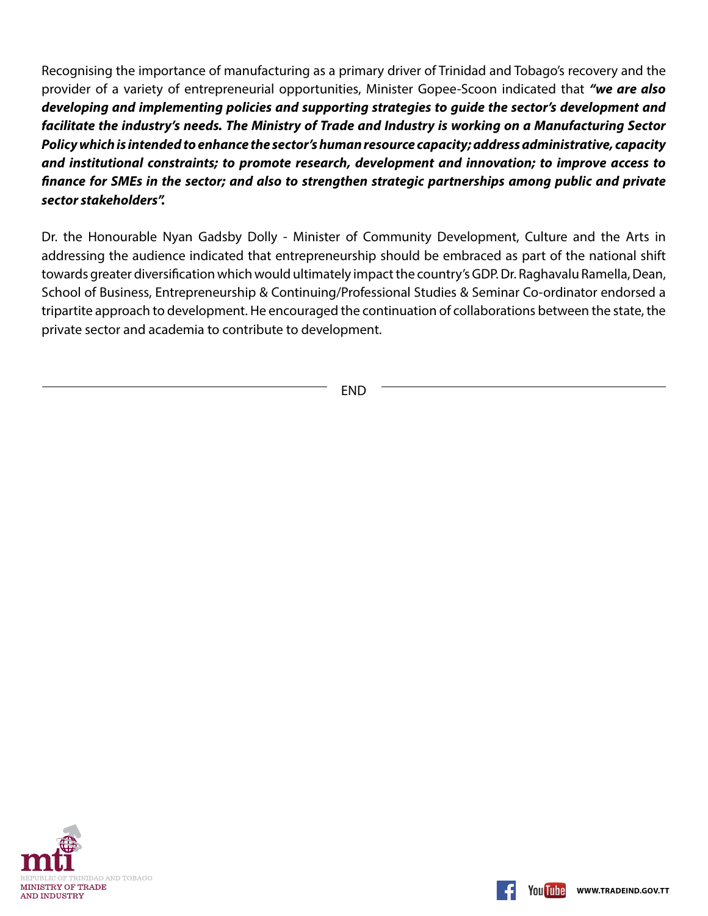Recognising the importance of manufacturing as a primary driver of Trinidad and Tobago's recovery and the provider of a variety of entrepreneurial opportunities, Minister Gopee-Scoon indicated that ***"we are also developing and implementing policies and supporting strategies to guide the sector's development and facilitate the industry's needs. The Ministry of Trade and Industry is working on a Manufacturing Sector Policy which is intended to enhance the sector's human resource capacity; address administrative, capacity and institutional constraints; to promote research, development and innovation; to improve access to finance for SMEs in the sector; and also to strengthen strategic partnerships among public and private sector stakeholders".***

Dr. the Honourable Nyan Gadsby Dolly - Minister of Community Development, Culture and the Arts in addressing the audience indicated that entrepreneurship should be embraced as part of the national shift towards greater diversification which would ultimately impact the country's GDP. Dr. Raghavalu Ramella, Dean, School of Business, Entrepreneurship & Continuing/Professional Studies & Seminar Co-ordinator endorsed a tripartite approach to development. He encouraged the continuation of collaborations between the state, the private sector and academia to contribute to development.

END